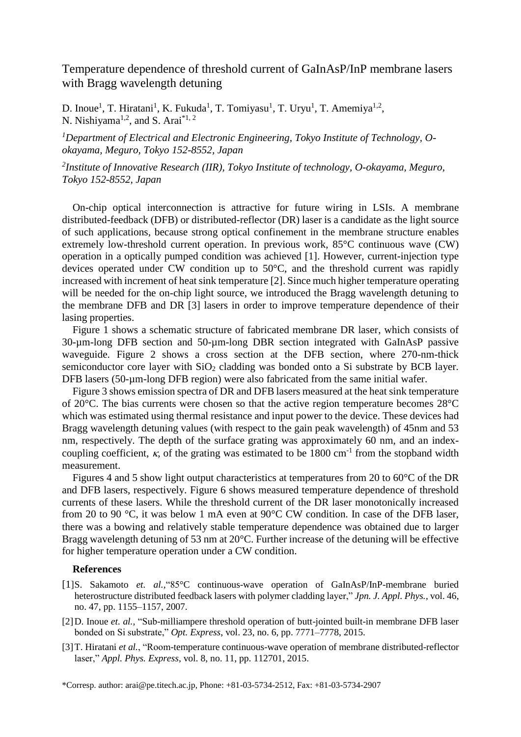# Temperature dependence of threshold current of GaInAsP/InP membrane lasers with Bragg wavelength detuning

D. Inoue[1], T. Hiratani[1], K. Fukuda[1], T. Tomiyasu[1], T. Uryu[1], T. Amemiya[1,2], N. Nishiyama[1,2], and S. Arai[*1, 2]

[1]*Department of Electrical and Electronic Engineering, Tokyo Institute of Technology, O-okayama, Meguro, Tokyo 152-8552, Japan*

[2]*Institute of Innovative Research (IIR), Tokyo Institute of technology, O-okayama, Meguro, Tokyo 152-8552, Japan*

On-chip optical interconnection is attractive for future wiring in LSIs. A membrane distributed-feedback (DFB) or distributed-reflector (DR) laser is a candidate as the light source of such applications, because strong optical confinement in the membrane structure enables extremely low-threshold current operation. In previous work, 85°C continuous wave (CW) operation in a optically pumped condition was achieved [1]. However, current-injection type devices operated under CW condition up to 50°C, and the threshold current was rapidly increased with increment of heat sink temperature [2]. Since much higher temperature operating will be needed for the on-chip light source, we introduced the Bragg wavelength detuning to the membrane DFB and DR [3] lasers in order to improve temperature dependence of their lasing properties.

Figure 1 shows a schematic structure of fabricated membrane DR laser, which consists of 30-µm-long DFB section and 50-µm-long DBR section integrated with GaInAsP passive waveguide. Figure 2 shows a cross section at the DFB section, where 270-nm-thick semiconductor core layer with $SiO_2$ cladding was bonded onto a Si substrate by BCB layer. DFB lasers (50-µm-long DFB region) were also fabricated from the same initial wafer.

Figure 3 shows emission spectra of DR and DFB lasers measured at the heat sink temperature of 20°C. The bias currents were chosen so that the active region temperature becomes 28°C which was estimated using thermal resistance and input power to the device. These devices had Bragg wavelength detuning values (with respect to the gain peak wavelength) of 45nm and 53 nm, respectively. The depth of the surface grating was approximately 60 nm, and an index-coupling coefficient, $\kappa$, of the grating was estimated to be 1800 $cm^{-1}$ from the stopband width measurement.

Figures 4 and 5 show light output characteristics at temperatures from 20 to 60°C of the DR and DFB lasers, respectively. Figure 6 shows measured temperature dependence of threshold currents of these lasers. While the threshold current of the DR laser monotonically increased from 20 to 90 °C, it was below 1 mA even at 90°C CW condition. In case of the DFB laser, there was a bowing and relatively stable temperature dependence was obtained due to larger Bragg wavelength detuning of 53 nm at 20°C. Further increase of the detuning will be effective for higher temperature operation under a CW condition.

## References

[1] S. Sakamoto *et. al.*,"85°C continuous-wave operation of GaInAsP/InP-membrane buried heterostructure distributed feedback lasers with polymer cladding layer," *Jpn. J. Appl. Phys.*, vol. 46, no. 47, pp. 1155–1157, 2007.

[2] D. Inoue *et. al.,* "Sub-milliampere threshold operation of butt-jointed built-in membrane DFB laser bonded on Si substrate," *Opt. Express*, vol. 23, no. 6, pp. 7771–7778, 2015.

[3] T. Hiratani *et al.*, "Room-temperature continuous-wave operation of membrane distributed-reflector laser," *Appl. Phys. Express*, vol. 8, no. 11, pp. 112701, 2015.

*Corresp. author: arai@pe.titech.ac.jp, Phone: +81-03-5734-2512, Fax: +81-03-5734-2907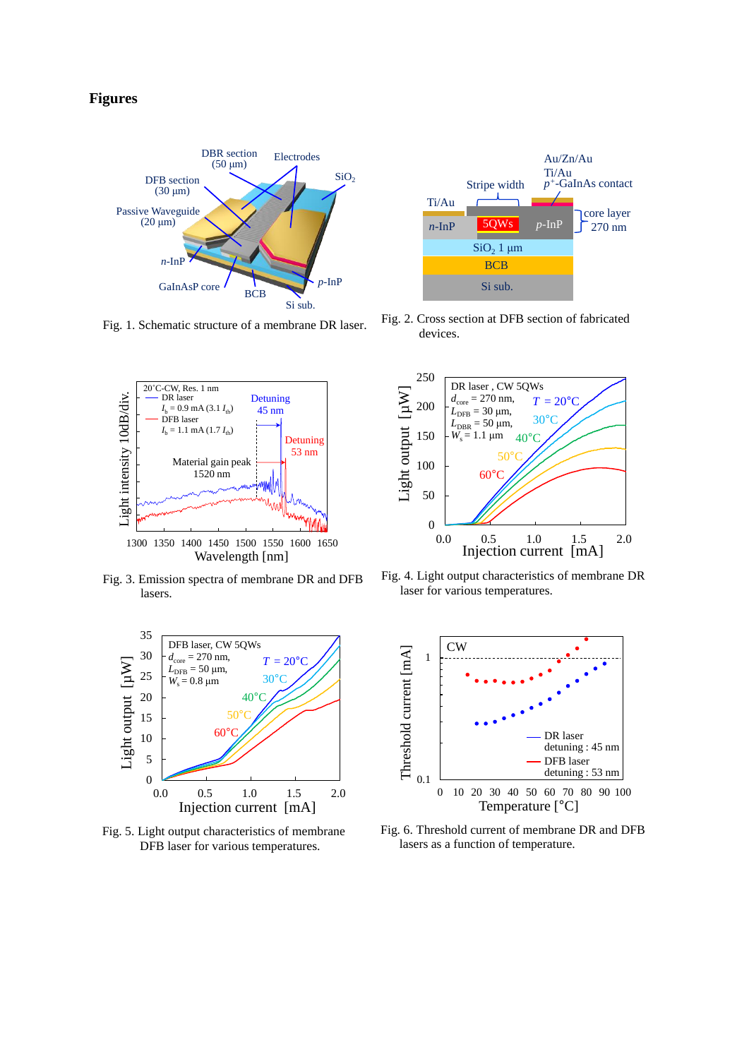## Figures

DBR section
(50 μm)
Electrodes
DFB section
(30 μm)
$SiO_2$
Passive Waveguide
(20 μm)
*n*-InP
GaInAsP core
BCB
*p*-InP
Si sub.

Fig. 1. Schematic structure of a membrane DR laser.

Au/Zn/Au
Ti/Au
$p^+$-GaInAs contact
Stripe width
Ti/Au
*n*-InP
5QWs
*p*-InP
core layer
270 nm
$SiO_2$ 1 μm
BCB
Si sub.

Fig. 2. Cross section at DFB section of fabricated devices.

20°C-CW, Res. 1 nm
DR laser
$I_b$ = 0.9 mA (3.1 $I_{th}$)
DFB laser
$I_b$ = 1.1 mA (1.7 $I_{th}$)
Detuning
45 nm
Detuning
53 nm
Material gain peak
1520 nm
Light intensity 10dB/div.
1300 1350 1400 1450 1500 1550 1600 1650
Wavelength [nm]

Fig. 3. Emission spectra of membrane DR and DFB lasers.

DR laser , CW 5QWs
$d_{core}$ = 270 nm,
$L_{DFB}$ = 30 μm,
$L_{DBR}$ = 50 μm,
$W_s$ = 1.1 μm
$T$ = 20°C
30°C
40°C
50°C
60°C
Light output [μW]
0 50 100 150 200 250
0.0 0.5 1.0 1.5 2.0
Injection current [mA]

Fig. 4. Light output characteristics of membrane DR laser for various temperatures.

DFB laser, CW 5QWs
$d_{core}$ = 270 nm,
$L_{DFB}$ = 50 μm,
$W_s$ = 0.8 μm
$T$ = 20°C
30°C
40°C
50°C
60°C
Light output [μW]
0 5 10 15 20 25 30 35
0.0 0.5 1.0 1.5 2.0
Injection current [mA]

Fig. 5. Light output characteristics of membrane DFB laser for various temperatures.

CW
DR laser
detuning : 45 nm
DFB laser
detuning : 53 nm
Threshold current [mA]
0.1 1
0 10 20 30 40 50 60 70 80 90 100
Temperature [°C]

Fig. 6. Threshold current of membrane DR and DFB lasers as a function of temperature.